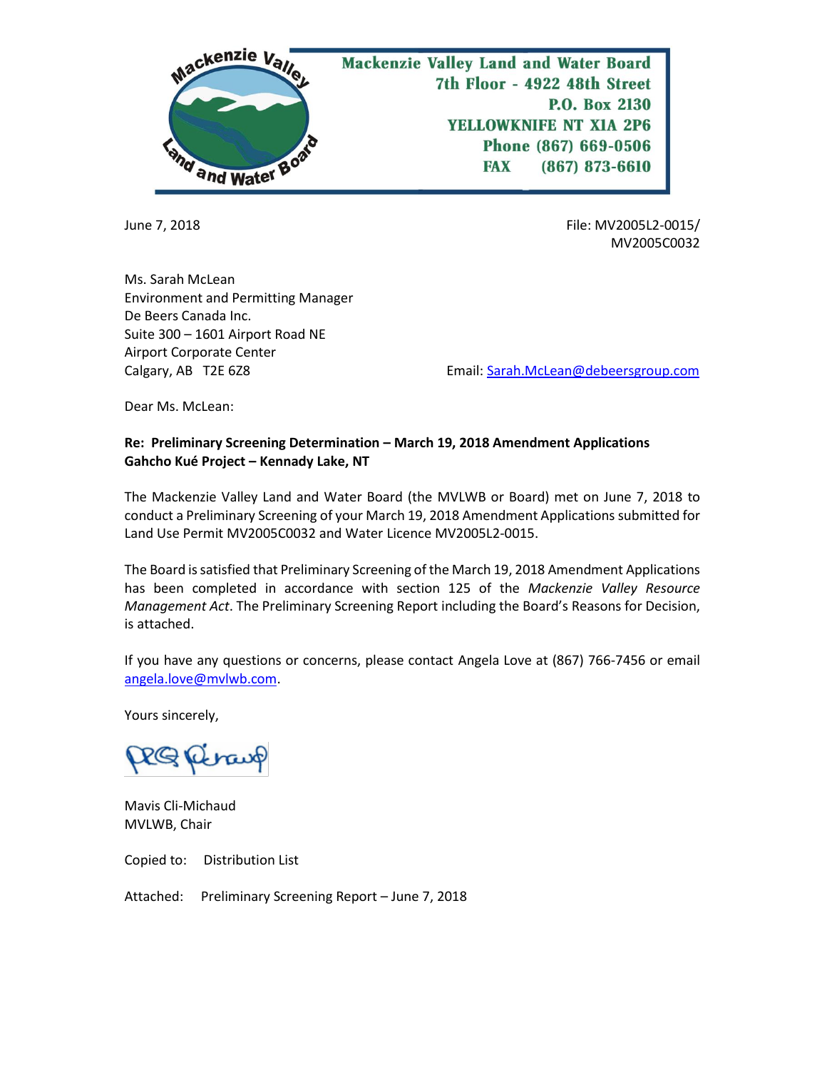Mackenzie Valley Land and Water Board
7th Floor - 4922 48th Street
P.O. Box 2130
YELLOWKNIFE NT X1A 2P6
Phone (867) 669-0506
FAX (867) 873-6610

June 7, 2018

File: MV2005L2-0015/
MV2005C0032

Ms. Sarah McLean
Environment and Permitting Manager
De Beers Canada Inc.
Suite 300 – 1601 Airport Road NE
Airport Corporate Center
Calgary, AB T2E 6Z8

Email: Sarah.McLean@debeersgroup.com

Dear Ms. McLean:

**Re: Preliminary Screening Determination – March 19, 2018 Amendment Applications**
**Gahcho Kué Project – Kennady Lake, NT**

The Mackenzie Valley Land and Water Board (the MVLWB or Board) met on June 7, 2018 to conduct a Preliminary Screening of your March 19, 2018 Amendment Applications submitted for Land Use Permit MV2005C0032 and Water Licence MV2005L2-0015.

The Board is satisfied that Preliminary Screening of the March 19, 2018 Amendment Applications has been completed in accordance with section 125 of the *Mackenzie Valley Resource Management Act*. The Preliminary Screening Report including the Board's Reasons for Decision, is attached.

If you have any questions or concerns, please contact Angela Love at (867) 766-7456 or email angela.love@mvlwb.com.

Yours sincerely,

Mavis Cli-Michaud
MVLWB, Chair

Copied to: Distribution List

Attached: Preliminary Screening Report – June 7, 2018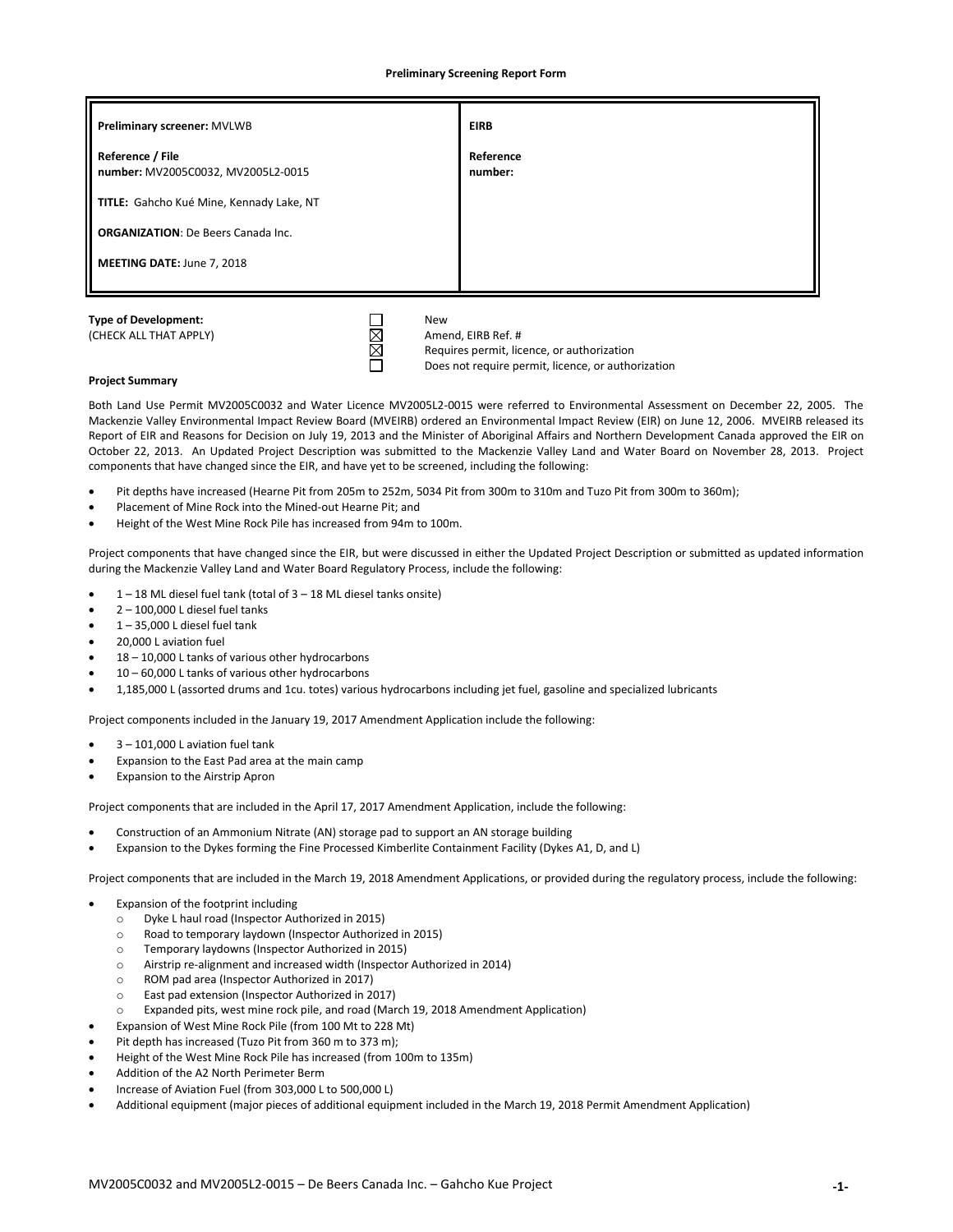**Preliminary Screening Report Form**

| **Preliminary screener:** MVLWB<br><br>**Reference / File number:** MV2005C0032, MV2005L2-0015<br><br>**TITLE:** Gahcho Kué Mine, Kennady Lake, NT<br><br>**ORGANIZATION**: De Beers Canada Inc.<br><br>**MEETING DATE:** June 7, 2018 | **EIRB**<br><br>**Reference number:** |
|---|---|

**Type of Development:**
(CHECK ALL THAT APPLY)

- ☐ New
- ☒ Amend, EIRB Ref. #
- ☒ Requires permit, licence, or authorization
- ☐ Does not require permit, licence, or authorization

**Project Summary**

Both Land Use Permit MV2005C0032 and Water Licence MV2005L2-0015 were referred to Environmental Assessment on December 22, 2005. The Mackenzie Valley Environmental Impact Review Board (MVEIRB) ordered an Environmental Impact Review (EIR) on June 12, 2006. MVEIRB released its Report of EIR and Reasons for Decision on July 19, 2013 and the Minister of Aboriginal Affairs and Northern Development Canada approved the EIR on October 22, 2013. An Updated Project Description was submitted to the Mackenzie Valley Land and Water Board on November 28, 2013. Project components that have changed since the EIR, and have yet to be screened, including the following:

- Pit depths have increased (Hearne Pit from 205m to 252m, 5034 Pit from 300m to 310m and Tuzo Pit from 300m to 360m);
- Placement of Mine Rock into the Mined-out Hearne Pit; and
- Height of the West Mine Rock Pile has increased from 94m to 100m.

Project components that have changed since the EIR, but were discussed in either the Updated Project Description or submitted as updated information during the Mackenzie Valley Land and Water Board Regulatory Process, include the following:

- 1 – 18 ML diesel fuel tank (total of 3 – 18 ML diesel tanks onsite)
- 2 – 100,000 L diesel fuel tanks
- 1 – 35,000 L diesel fuel tank
- 20,000 L aviation fuel
- 18 – 10,000 L tanks of various other hydrocarbons
- 10 – 60,000 L tanks of various other hydrocarbons
- 1,185,000 L (assorted drums and 1cu. totes) various hydrocarbons including jet fuel, gasoline and specialized lubricants

Project components included in the January 19, 2017 Amendment Application include the following:

- 3 – 101,000 L aviation fuel tank
- Expansion to the East Pad area at the main camp
- Expansion to the Airstrip Apron

Project components that are included in the April 17, 2017 Amendment Application, include the following:

- Construction of an Ammonium Nitrate (AN) storage pad to support an AN storage building
- Expansion to the Dykes forming the Fine Processed Kimberlite Containment Facility (Dykes A1, D, and L)

Project components that are included in the March 19, 2018 Amendment Applications, or provided during the regulatory process, include the following:

- Expansion of the footprint including
  - Dyke L haul road (Inspector Authorized in 2015)
  - Road to temporary laydown (Inspector Authorized in 2015)
  - Temporary laydowns (Inspector Authorized in 2015)
  - Airstrip re-alignment and increased width (Inspector Authorized in 2014)
  - ROM pad area (Inspector Authorized in 2017)
  - East pad extension (Inspector Authorized in 2017)
  - Expanded pits, west mine rock pile, and road (March 19, 2018 Amendment Application)
- Expansion of West Mine Rock Pile (from 100 Mt to 228 Mt)
- Pit depth has increased (Tuzo Pit from 360 m to 373 m);
- Height of the West Mine Rock Pile has increased (from 100m to 135m)
- Addition of the A2 North Perimeter Berm
- Increase of Aviation Fuel (from 303,000 L to 500,000 L)
- Additional equipment (major pieces of additional equipment included in the March 19, 2018 Permit Amendment Application)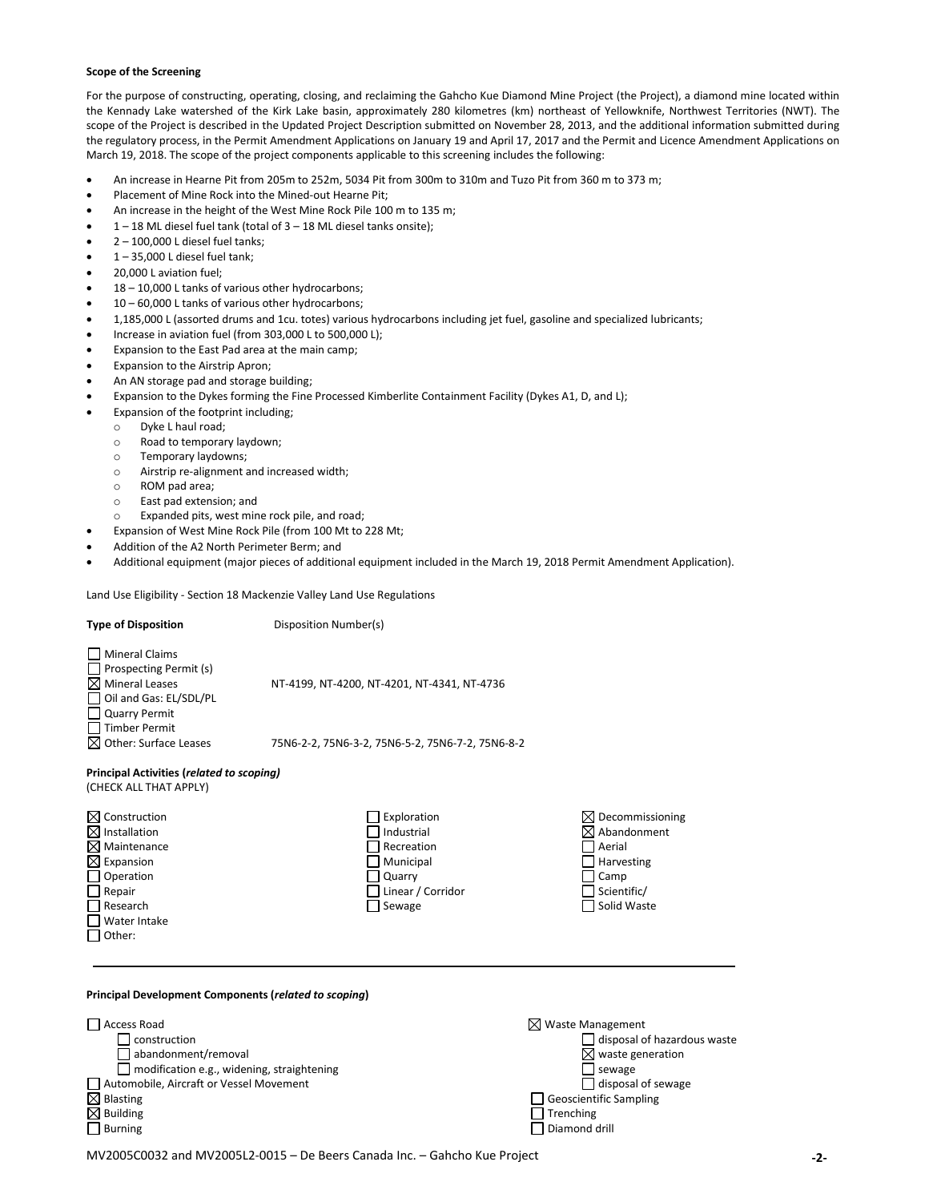**Scope of the Screening**

For the purpose of constructing, operating, closing, and reclaiming the Gahcho Kue Diamond Mine Project (the Project), a diamond mine located within the Kennady Lake watershed of the Kirk Lake basin, approximately 280 kilometres (km) northeast of Yellowknife, Northwest Territories (NWT). The scope of the Project is described in the Updated Project Description submitted on November 28, 2013, and the additional information submitted during the regulatory process, in the Permit Amendment Applications on January 19 and April 17, 2017 and the Permit and Licence Amendment Applications on March 19, 2018. The scope of the project components applicable to this screening includes the following:

- An increase in Hearne Pit from 205m to 252m, 5034 Pit from 300m to 310m and Tuzo Pit from 360 m to 373 m;
- Placement of Mine Rock into the Mined-out Hearne Pit;
- An increase in the height of the West Mine Rock Pile 100 m to 135 m;
- 1 – 18 ML diesel fuel tank (total of 3 – 18 ML diesel tanks onsite);
- 2 – 100,000 L diesel fuel tanks;
- 1 – 35,000 L diesel fuel tank;
- 20,000 L aviation fuel;
- 18 – 10,000 L tanks of various other hydrocarbons;
- 10 – 60,000 L tanks of various other hydrocarbons;
- 1,185,000 L (assorted drums and 1cu. totes) various hydrocarbons including jet fuel, gasoline and specialized lubricants;
- Increase in aviation fuel (from 303,000 L to 500,000 L);
- Expansion to the East Pad area at the main camp;
- Expansion to the Airstrip Apron;
- An AN storage pad and storage building;
- Expansion to the Dykes forming the Fine Processed Kimberlite Containment Facility (Dykes A1, D, and L);
- Expansion of the footprint including;
  - Dyke L haul road;
  - Road to temporary laydown;
  - Temporary laydowns;
  - Airstrip re-alignment and increased width;
  - ROM pad area;
  - East pad extension; and
  - Expanded pits, west mine rock pile, and road;
- Expansion of West Mine Rock Pile (from 100 Mt to 228 Mt;
- Addition of the A2 North Perimeter Berm; and
- Additional equipment (major pieces of additional equipment included in the March 19, 2018 Permit Amendment Application).

Land Use Eligibility - Section 18 Mackenzie Valley Land Use Regulations

| **Type of Disposition** | Disposition Number(s) |
|---|---|
| ☐ Mineral Claims | |
| ☐ Prospecting Permit (s) | |
| ☒ Mineral Leases | NT-4199, NT-4200, NT-4201, NT-4341, NT-4736 |
| ☐ Oil and Gas: EL/SDL/PL | |
| ☐ Quarry Permit | |
| ☐ Timber Permit | |
| ☒ Other: Surface Leases | 75N6-2-2, 75N6-3-2, 75N6-5-2, 75N6-7-2, 75N6-8-2 |

**Principal Activities (*related to scoping*)**
(CHECK ALL THAT APPLY)

| | | |
|---|---|---|
| ☒ Construction | ☐ Exploration | ☒ Decommissioning |
| ☒ Installation | ☐ Industrial | ☒ Abandonment |
| ☒ Maintenance | ☐ Recreation | ☐ Aerial |
| ☒ Expansion | ☐ Municipal | ☐ Harvesting |
| ☐ Operation | ☐ Quarry | ☐ Camp |
| ☐ Repair | ☐ Linear / Corridor | ☐ Scientific/ |
| ☐ Research | ☐ Sewage | ☐ Solid Waste |
| ☐ Water Intake | | |
| ☐ Other: | | |

**Principal Development Components (*related to scoping*)**

| | |
|---|---|
| ☐ Access Road | ☒ Waste Management |
| ☐ construction | ☐ disposal of hazardous waste |
| ☐ abandonment/removal | ☒ waste generation |
| ☐ modification e.g., widening, straightening | ☐ sewage |
| ☐ Automobile, Aircraft or Vessel Movement | ☐ disposal of sewage |
| ☒ Blasting | ☐ Geoscientific Sampling |
| ☒ Building | ☐ Trenching |
| ☐ Burning | ☐ Diamond drill |

MV2005C0032 and MV2005L2-0015 – De Beers Canada Inc. – Gahcho Kue Project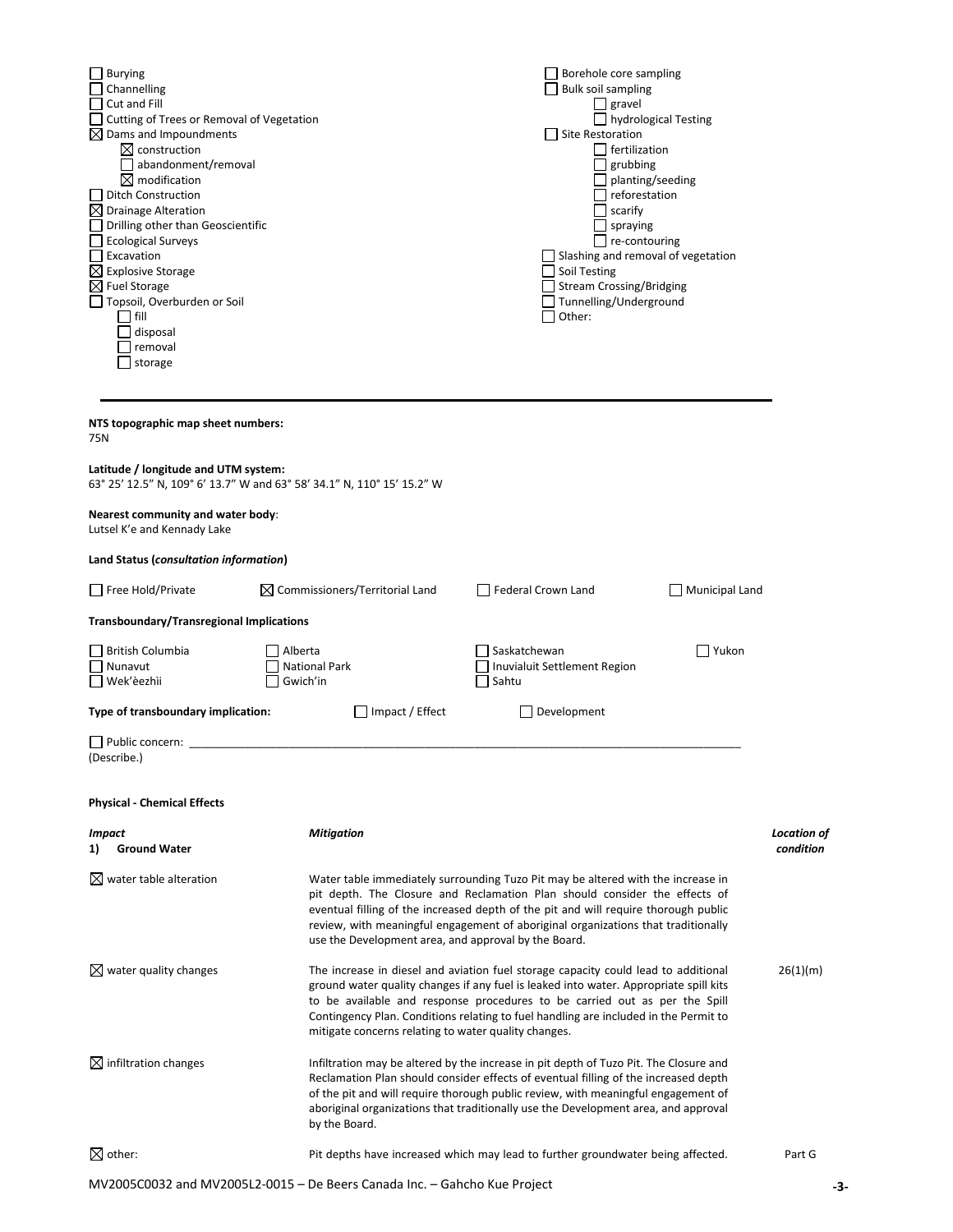- [ ] Burying
- [ ] Channelling
- [ ] Cut and Fill
- [ ] Cutting of Trees or Removal of Vegetation
- [x] Dams and Impoundments
  - [x] construction
  - [ ] abandonment/removal
  - [x] modification
- [ ] Ditch Construction
- [x] Drainage Alteration
- [ ] Drilling other than Geoscientific
- [ ] Ecological Surveys
- [ ] Excavation
- [x] Explosive Storage
- [x] Fuel Storage
- [ ] Topsoil, Overburden or Soil
  - [ ] fill
  - [ ] disposal
  - [ ] removal
  - [ ] storage
- [ ] Borehole core sampling
- [ ] Bulk soil sampling
  - [ ] gravel
  - [ ] hydrological Testing
- [ ] Site Restoration
  - [ ] fertilization
  - [ ] grubbing
  - [ ] planting/seeding
  - [ ] reforestation
  - [ ] scarify
  - [ ] spraying
  - [ ] re-contouring
- [ ] Slashing and removal of vegetation
- [ ] Soil Testing
- [ ] Stream Crossing/Bridging
- [ ] Tunnelling/Underground
- [ ] Other:

---

**NTS topographic map sheet numbers:**
75N

**Latitude / longitude and UTM system:**
63° 25′ 12.5″ N, 109° 6′ 13.7″ W and 63° 58′ 34.1″ N, 110° 15′ 15.2″ W

**Nearest community and water body**:
Lutsel K'e and Kennady Lake

**Land Status (*consultation information*)**

- [ ] Free Hold/Private
- [x] Commissioners/Territorial Land
- [ ] Federal Crown Land
- [ ] Municipal Land

**Transboundary/Transregional Implications**

- [ ] British Columbia
- [ ] Alberta
- [ ] Saskatchewan
- [ ] Yukon
- [ ] Nunavut
- [ ] National Park
- [ ] Inuvialuit Settlement Region
- [ ] Wek'èezhìi
- [ ] Gwich'in
- [ ] Sahtu

**Type of transboundary implication:** [ ] Impact / Effect [ ] Development

- [ ] Public concern: ______________________________
(Describe.)

**Physical - Chemical Effects**

| *Impact* | *Mitigation* | *Location of condition* |
|---|---|---|
| **1) Ground Water** | | |
| [x] water table alteration | Water table immediately surrounding Tuzo Pit may be altered with the increase in pit depth. The Closure and Reclamation Plan should consider the effects of eventual filling of the increased depth of the pit and will require thorough public review, with meaningful engagement of aboriginal organizations that traditionally use the Development area, and approval by the Board. | |
| [x] water quality changes | The increase in diesel and aviation fuel storage capacity could lead to additional ground water quality changes if any fuel is leaked into water. Appropriate spill kits to be available and response procedures to be carried out as per the Spill Contingency Plan. Conditions relating to fuel handling are included in the Permit to mitigate concerns relating to water quality changes. | 26(1)(m) |
| [x] infiltration changes | Infiltration may be altered by the increase in pit depth of Tuzo Pit. The Closure and Reclamation Plan should consider effects of eventual filling of the increased depth of the pit and will require thorough public review, with meaningful engagement of aboriginal organizations that traditionally use the Development area, and approval by the Board. | |
| [x] other: | Pit depths have increased which may lead to further groundwater being affected. | Part G |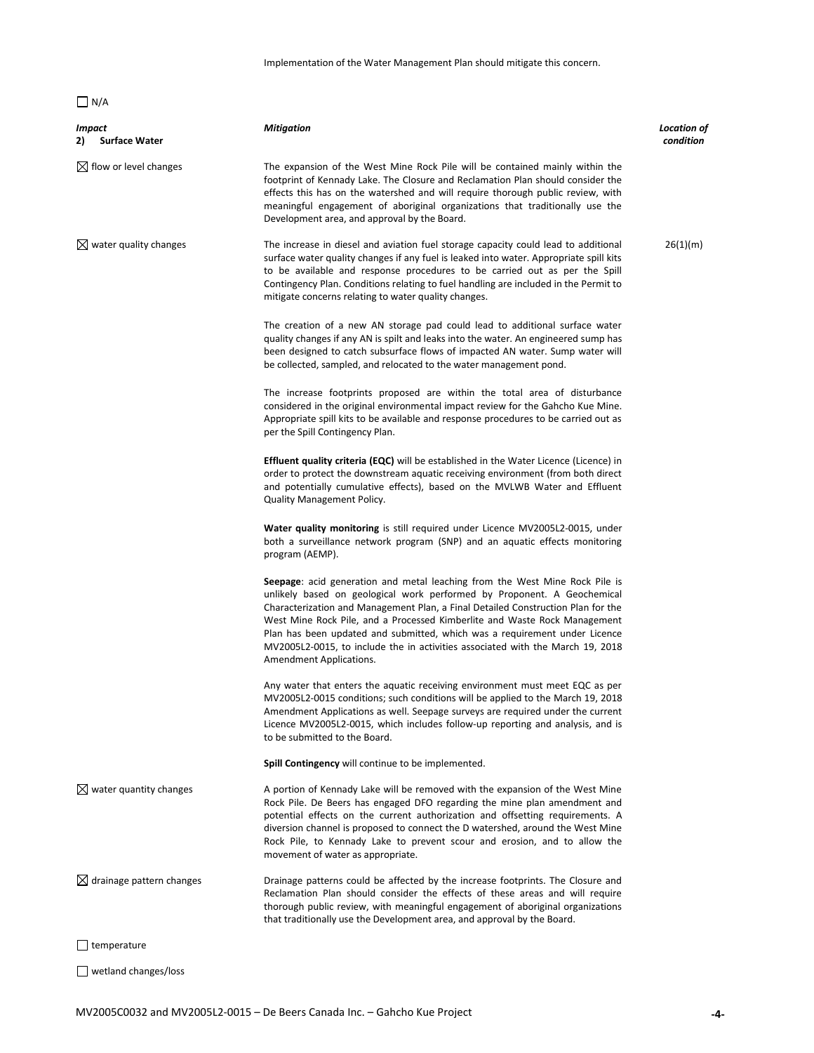Implementation of the Water Management Plan should mitigate this concern.

☐ N/A

| ***Impact*** **2) Surface Water** | ***Mitigation*** | ***Location of condition*** |
|---|---|---|
| ☒ flow or level changes | The expansion of the West Mine Rock Pile will be contained mainly within the footprint of Kennady Lake. The Closure and Reclamation Plan should consider the effects this has on the watershed and will require thorough public review, with meaningful engagement of aboriginal organizations that traditionally use the Development area, and approval by the Board. | |
| ☒ water quality changes | The increase in diesel and aviation fuel storage capacity could lead to additional surface water quality changes if any fuel is leaked into water. Appropriate spill kits to be available and response procedures to be carried out as per the Spill Contingency Plan. Conditions relating to fuel handling are included in the Permit to mitigate concerns relating to water quality changes.<br><br>The creation of a new AN storage pad could lead to additional surface water quality changes if any AN is spilt and leaks into the water. An engineered sump has been designed to catch subsurface flows of impacted AN water. Sump water will be collected, sampled, and relocated to the water management pond.<br><br>The increase footprints proposed are within the total area of disturbance considered in the original environmental impact review for the Gahcho Kue Mine. Appropriate spill kits to be available and response procedures to be carried out as per the Spill Contingency Plan.<br><br>**Effluent quality criteria (EQC)** will be established in the Water Licence (Licence) in order to protect the downstream aquatic receiving environment (from both direct and potentially cumulative effects), based on the MVLWB Water and Effluent Quality Management Policy.<br><br>**Water quality monitoring** is still required under Licence MV2005L2-0015, under both a surveillance network program (SNP) and an aquatic effects monitoring program (AEMP).<br><br>**Seepage**: acid generation and metal leaching from the West Mine Rock Pile is unlikely based on geological work performed by Proponent. A Geochemical Characterization and Management Plan, a Final Detailed Construction Plan for the West Mine Rock Pile, and a Processed Kimberlite and Waste Rock Management Plan has been updated and submitted, which was a requirement under Licence MV2005L2-0015, to include the in activities associated with the March 19, 2018 Amendment Applications.<br><br>Any water that enters the aquatic receiving environment must meet EQC as per MV2005L2-0015 conditions; such conditions will be applied to the March 19, 2018 Amendment Applications as well. Seepage surveys are required under the current Licence MV2005L2-0015, which includes follow-up reporting and analysis, and is to be submitted to the Board.<br><br>**Spill Contingency** will continue to be implemented. | 26(1)(m) |
| ☒ water quantity changes | A portion of Kennady Lake will be removed with the expansion of the West Mine Rock Pile. De Beers has engaged DFO regarding the mine plan amendment and potential effects on the current authorization and offsetting requirements. A diversion channel is proposed to connect the D watershed, around the West Mine Rock Pile, to Kennady Lake to prevent scour and erosion, and to allow the movement of water as appropriate. | |
| ☒ drainage pattern changes | Drainage patterns could be affected by the increase footprints. The Closure and Reclamation Plan should consider the effects of these areas and will require thorough public review, with meaningful engagement of aboriginal organizations that traditionally use the Development area, and approval by the Board. | |
| ☐ temperature | | |
| ☐ wetland changes/loss | | |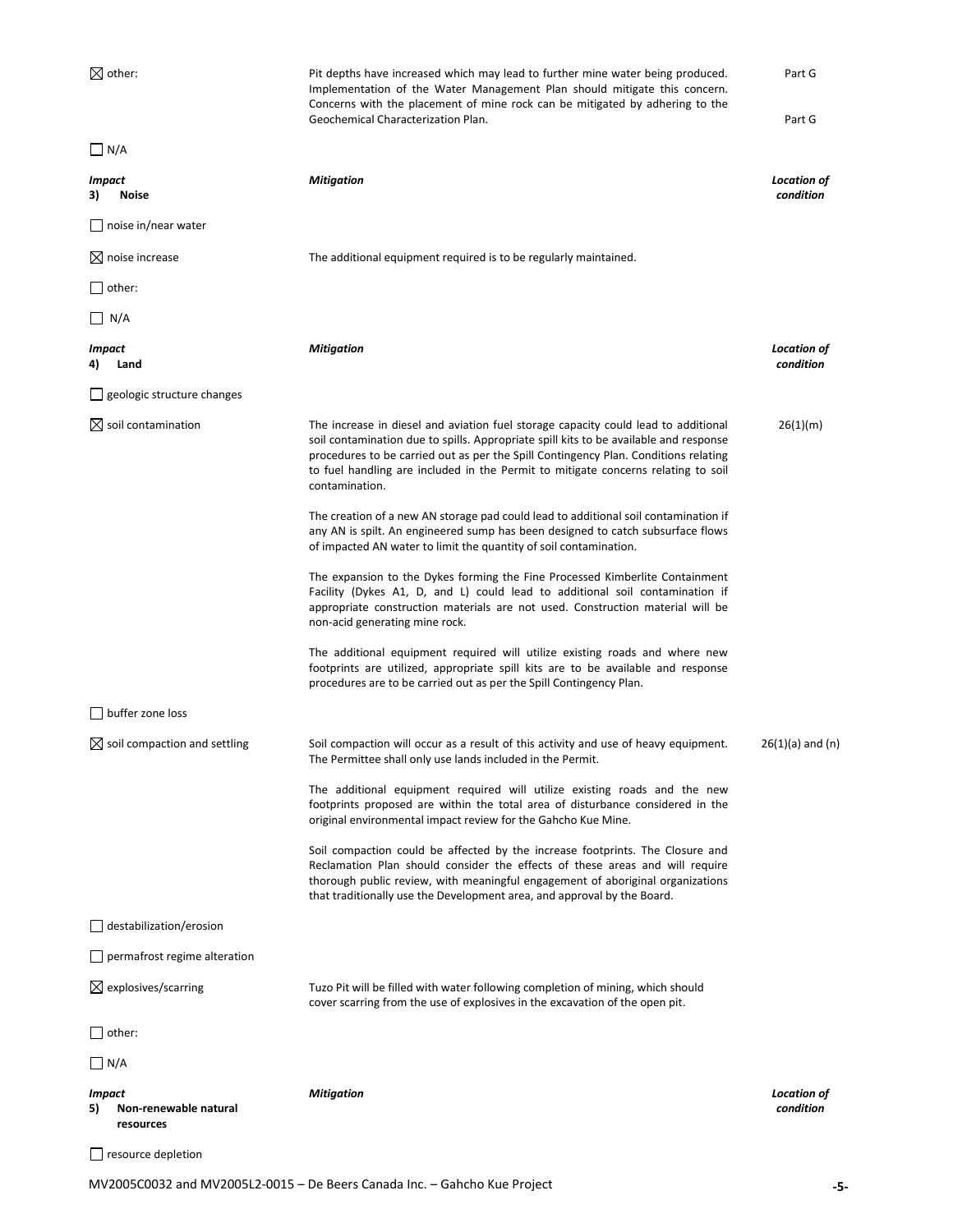| | | |
|---|---|---|
| ☒ other: | Pit depths have increased which may lead to further mine water being produced. Implementation of the Water Management Plan should mitigate this concern. Concerns with the placement of mine rock can be mitigated by adhering to the Geochemical Characterization Plan. | Part G<br><br>Part G |
| ☐ N/A | | |

| ***Impact*** **3) Noise** | ***Mitigation*** | ***Location of condition*** |
|---|---|---|
| ☐ noise in/near water | | |
| ☒ noise increase | The additional equipment required is to be regularly maintained. | |
| ☐ other: | | |
| ☐ N/A | | |

| ***Impact*** **4) Land** | ***Mitigation*** | ***Location of condition*** |
|---|---|---|
| ☐ geologic structure changes | | |
| ☒ soil contamination | The increase in diesel and aviation fuel storage capacity could lead to additional soil contamination due to spills. Appropriate spill kits to be available and response procedures to be carried out as per the Spill Contingency Plan. Conditions relating to fuel handling are included in the Permit to mitigate concerns relating to soil contamination.<br><br>The creation of a new AN storage pad could lead to additional soil contamination if any AN is spilt. An engineered sump has been designed to catch subsurface flows of impacted AN water to limit the quantity of soil contamination.<br><br>The expansion to the Dykes forming the Fine Processed Kimberlite Containment Facility (Dykes A1, D, and L) could lead to additional soil contamination if appropriate construction materials are not used. Construction material will be non-acid generating mine rock.<br><br>The additional equipment required will utilize existing roads and where new footprints are utilized, appropriate spill kits are to be available and response procedures are to be carried out as per the Spill Contingency Plan. | 26(1)(m) |
| ☐ buffer zone loss | | |
| ☒ soil compaction and settling | Soil compaction will occur as a result of this activity and use of heavy equipment. The Permittee shall only use lands included in the Permit.<br><br>The additional equipment required will utilize existing roads and the new footprints proposed are within the total area of disturbance considered in the original environmental impact review for the Gahcho Kue Mine.<br><br>Soil compaction could be affected by the increase footprints. The Closure and Reclamation Plan should consider the effects of these areas and will require thorough public review, with meaningful engagement of aboriginal organizations that traditionally use the Development area, and approval by the Board. | 26(1)(a) and (n) |
| ☐ destabilization/erosion | | |
| ☐ permafrost regime alteration | | |
| ☒ explosives/scarring | Tuzo Pit will be filled with water following completion of mining, which should cover scarring from the use of explosives in the excavation of the open pit. | |
| ☐ other: | | |
| ☐ N/A | | |

| ***Impact*** **5) Non-renewable natural resources** | ***Mitigation*** | ***Location of condition*** |
|---|---|---|
| ☐ resource depletion | | |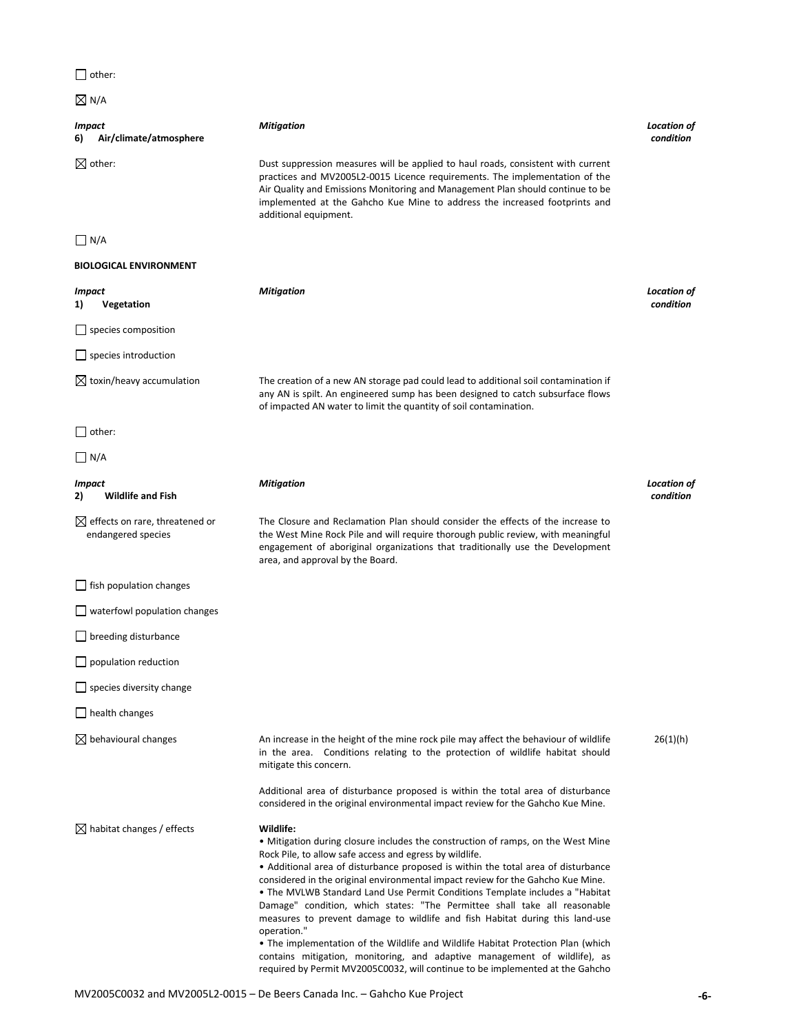☐ other:

☒ N/A

| *Impact* | *Mitigation* | *Location of condition* |
|---|---|---|
| **6) Air/climate/atmosphere** | | |
| ☒ other: | Dust suppression measures will be applied to haul roads, consistent with current practices and MV2005L2-0015 Licence requirements. The implementation of the Air Quality and Emissions Monitoring and Management Plan should continue to be implemented at the Gahcho Kue Mine to address the increased footprints and additional equipment. | |
| ☐ N/A | | |

**BIOLOGICAL ENVIRONMENT**

| *Impact* | *Mitigation* | *Location of condition* |
|---|---|---|
| **1) Vegetation** | | |
| ☐ species composition | | |
| ☐ species introduction | | |
| ☒ toxin/heavy accumulation | The creation of a new AN storage pad could lead to additional soil contamination if any AN is spilt. An engineered sump has been designed to catch subsurface flows of impacted AN water to limit the quantity of soil contamination. | |
| ☐ other: | | |
| ☐ N/A | | |

| *Impact* | *Mitigation* | *Location of condition* |
|---|---|---|
| **2) Wildlife and Fish** | | |
| ☒ effects on rare, threatened or endangered species | The Closure and Reclamation Plan should consider the effects of the increase to the West Mine Rock Pile and will require thorough public review, with meaningful engagement of aboriginal organizations that traditionally use the Development area, and approval by the Board. | |
| ☐ fish population changes | | |
| ☐ waterfowl population changes | | |
| ☐ breeding disturbance | | |
| ☐ population reduction | | |
| ☐ species diversity change | | |
| ☐ health changes | | |
| ☒ behavioural changes | An increase in the height of the mine rock pile may affect the behaviour of wildlife in the area. Conditions relating to the protection of wildlife habitat should mitigate this concern.<br><br>Additional area of disturbance proposed is within the total area of disturbance considered in the original environmental impact review for the Gahcho Kue Mine. | 26(1)(h) |
| ☒ habitat changes / effects | **Wildlife:**<br>• Mitigation during closure includes the construction of ramps, on the West Mine Rock Pile, to allow safe access and egress by wildlife.<br>• Additional area of disturbance proposed is within the total area of disturbance considered in the original environmental impact review for the Gahcho Kue Mine.<br>• The MVLWB Standard Land Use Permit Conditions Template includes a "Habitat Damage" condition, which states: "The Permittee shall take all reasonable measures to prevent damage to wildlife and fish Habitat during this land-use operation."<br>• The implementation of the Wildlife and Wildlife Habitat Protection Plan (which contains mitigation, monitoring, and adaptive management of wildlife), as required by Permit MV2005C0032, will continue to be implemented at the Gahcho | |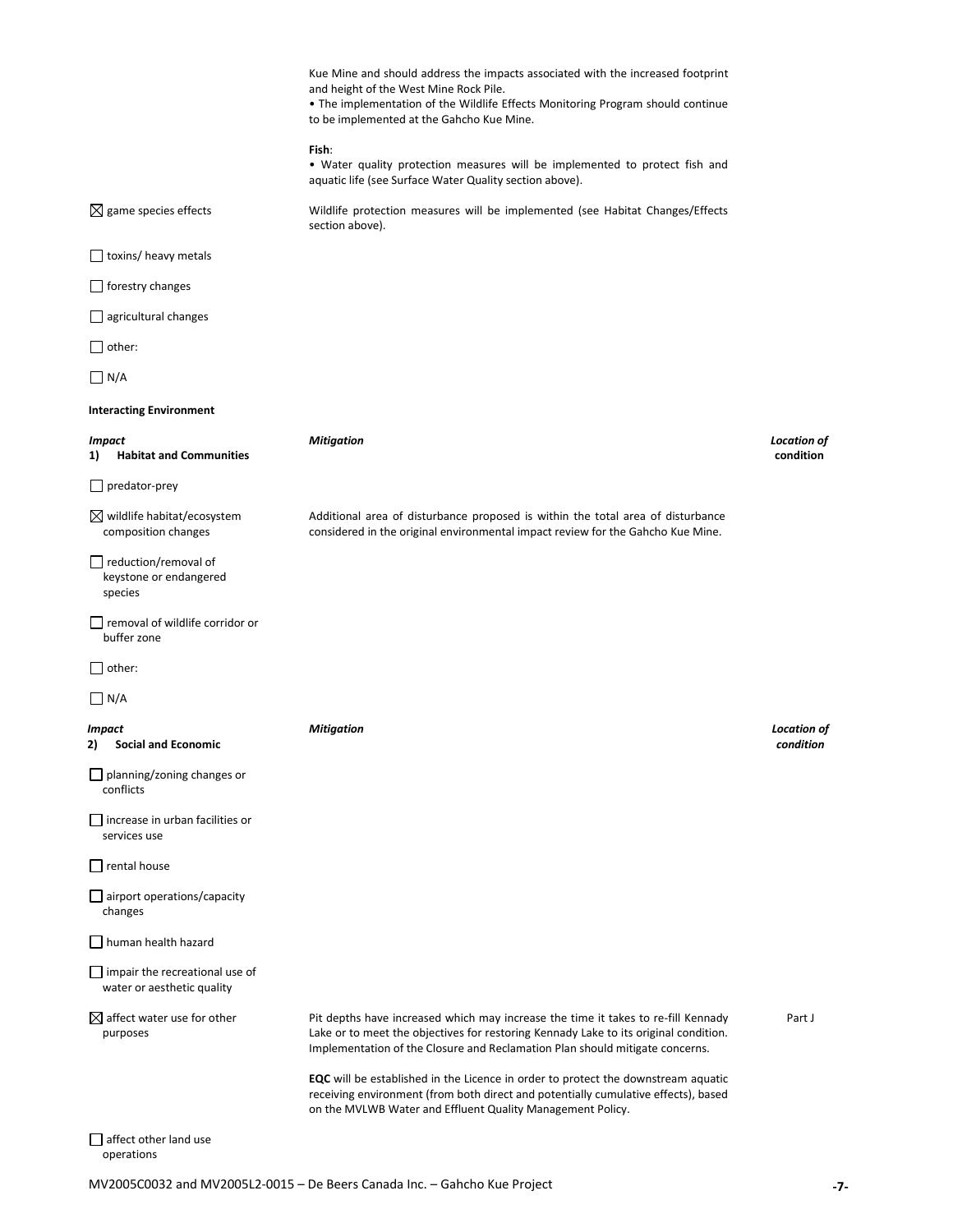| | | |
|---|---|---|
| | Kue Mine and should address the impacts associated with the increased footprint and height of the West Mine Rock Pile.<br>• The implementation of the Wildlife Effects Monitoring Program should continue to be implemented at the Gahcho Kue Mine.<br><br>**Fish**:<br>• Water quality protection measures will be implemented to protect fish and aquatic life (see Surface Water Quality section above). | |
| ☒ game species effects | Wildlife protection measures will be implemented (see Habitat Changes/Effects section above). | |
| ☐ toxins/ heavy metals | | |
| ☐ forestry changes | | |
| ☐ agricultural changes | | |
| ☐ other: | | |
| ☐ N/A | | |

**Interacting Environment**

| ***Impact***<br>**1) Habitat and Communities** | ***Mitigation*** | ***Location of* condition** |
|---|---|---|
| ☐ predator-prey | | |
| ☒ wildlife habitat/ecosystem composition changes | Additional area of disturbance proposed is within the total area of disturbance considered in the original environmental impact review for the Gahcho Kue Mine. | |
| ☐ reduction/removal of keystone or endangered species | | |
| ☐ removal of wildlife corridor or buffer zone | | |
| ☐ other: | | |
| ☐ N/A | | |

| ***Impact***<br>**2) Social and Economic** | ***Mitigation*** | ***Location of condition*** |
|---|---|---|
| ☐ planning/zoning changes or conflicts | | |
| ☐ increase in urban facilities or services use | | |
| ☐ rental house | | |
| ☐ airport operations/capacity changes | | |
| ☐ human health hazard | | |
| ☐ impair the recreational use of water or aesthetic quality | | |
| ☒ affect water use for other purposes | Pit depths have increased which may increase the time it takes to re-fill Kennady Lake or to meet the objectives for restoring Kennady Lake to its original condition. Implementation of the Closure and Reclamation Plan should mitigate concerns.<br><br>**EQC** will be established in the Licence in order to protect the downstream aquatic receiving environment (from both direct and potentially cumulative effects), based on the MVLWB Water and Effluent Quality Management Policy. | Part J |
| ☐ affect other land use operations | | |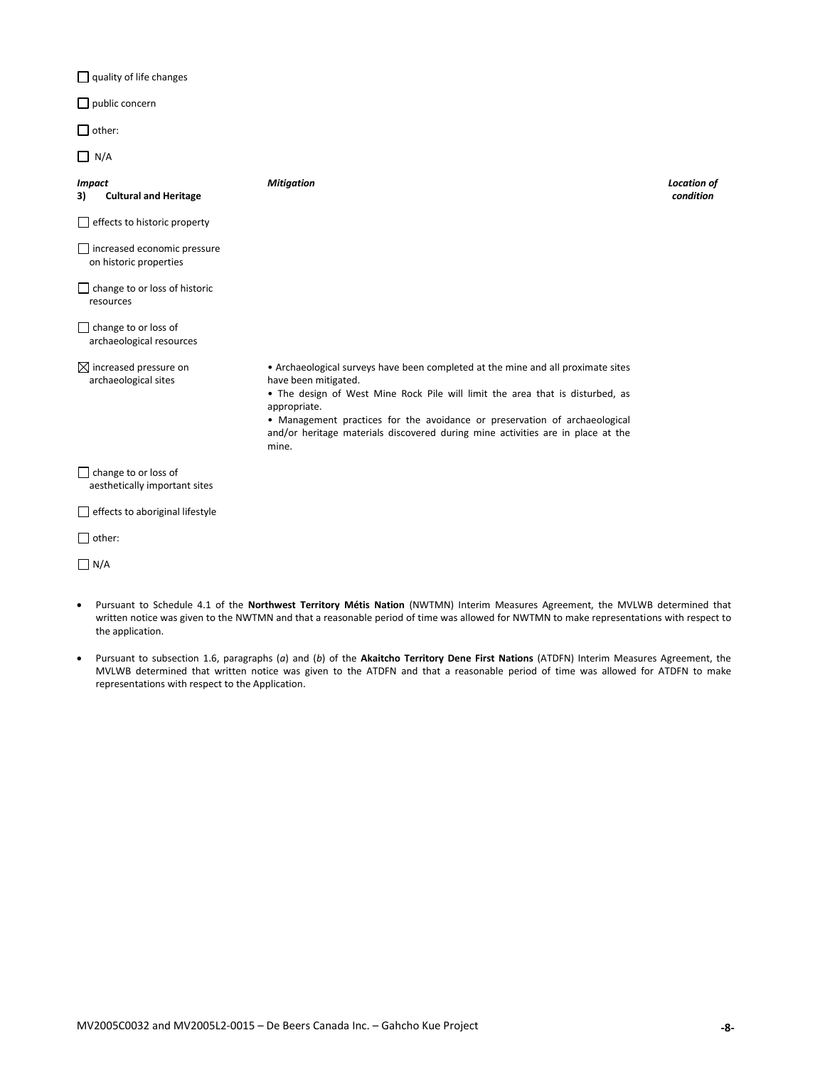☐ quality of life changes

☐ public concern

☐ other:

☐ N/A

| *Impact* **3) Cultural and Heritage** | *Mitigation* | *Location of condition* |
|---|---|---|
| ☐ effects to historic property | | |
| ☐ increased economic pressure on historic properties | | |
| ☐ change to or loss of historic resources | | |
| ☐ change to or loss of archaeological resources | | |
| ☒ increased pressure on archaeological sites | • Archaeological surveys have been completed at the mine and all proximate sites have been mitigated.<br>• The design of West Mine Rock Pile will limit the area that is disturbed, as appropriate.<br>• Management practices for the avoidance or preservation of archaeological and/or heritage materials discovered during mine activities are in place at the mine. | |
| ☐ change to or loss of aesthetically important sites | | |
| ☐ effects to aboriginal lifestyle | | |
| ☐ other: | | |
| ☐ N/A | | |

- Pursuant to Schedule 4.1 of the **Northwest Territory Métis Nation** (NWTMN) Interim Measures Agreement, the MVLWB determined that written notice was given to the NWTMN and that a reasonable period of time was allowed for NWTMN to make representations with respect to the application.

- Pursuant to subsection 1.6, paragraphs (*a*) and (*b*) of the **Akaitcho Territory Dene First Nations** (ATDFN) Interim Measures Agreement, the MVLWB determined that written notice was given to the ATDFN and that a reasonable period of time was allowed for ATDFN to make representations with respect to the Application.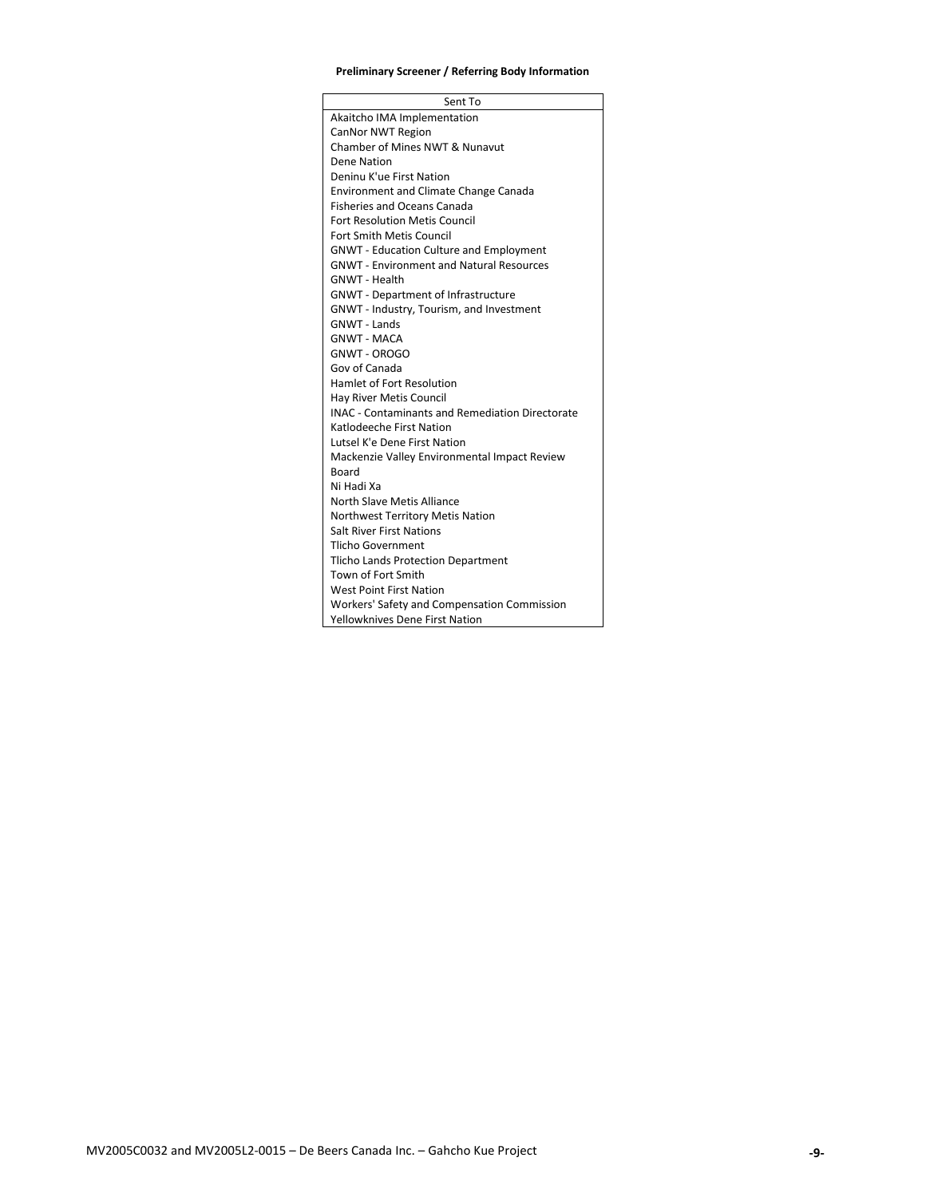**Preliminary Screener / Referring Body Information**

| Sent To |
|---|
| Akaitcho IMA Implementation |
| CanNor NWT Region |
| Chamber of Mines NWT & Nunavut |
| Dene Nation |
| Deninu K'ue First Nation |
| Environment and Climate Change Canada |
| Fisheries and Oceans Canada |
| Fort Resolution Metis Council |
| Fort Smith Metis Council |
| GNWT - Education Culture and Employment |
| GNWT - Environment and Natural Resources |
| GNWT - Health |
| GNWT - Department of Infrastructure |
| GNWT - Industry, Tourism, and Investment |
| GNWT - Lands |
| GNWT - MACA |
| GNWT - OROGO |
| Gov of Canada |
| Hamlet of Fort Resolution |
| Hay River Metis Council |
| INAC - Contaminants and Remediation Directorate |
| Katlodeeche First Nation |
| Lutsel K'e Dene First Nation |
| Mackenzie Valley Environmental Impact Review Board |
| Ni Hadi Xa |
| North Slave Metis Alliance |
| Northwest Territory Metis Nation |
| Salt River First Nations |
| Tlicho Government |
| Tlicho Lands Protection Department |
| Town of Fort Smith |
| West Point First Nation |
| Workers' Safety and Compensation Commission |
| Yellowknives Dene First Nation |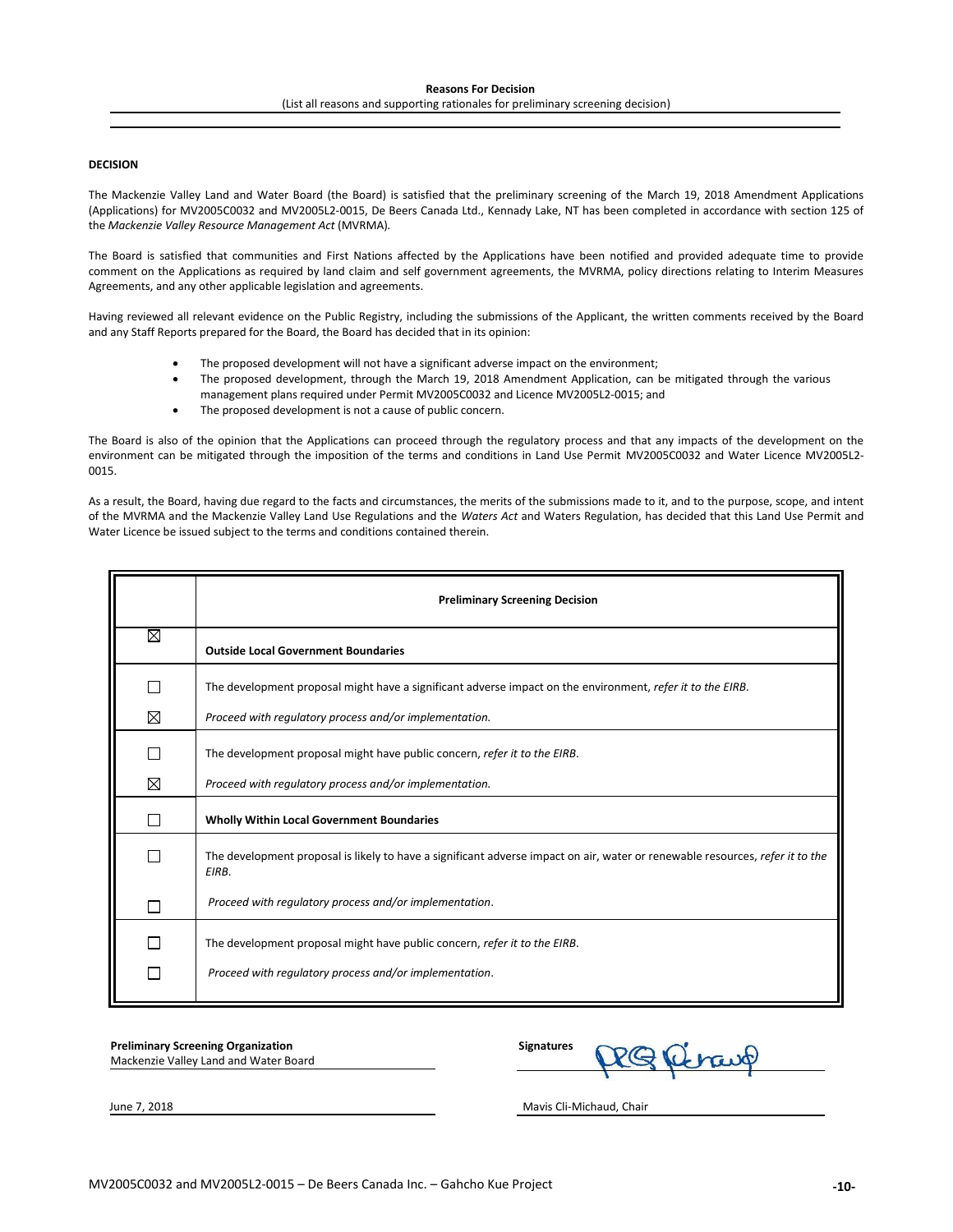**Reasons For Decision**

(List all reasons and supporting rationales for preliminary screening decision)

**DECISION**

The Mackenzie Valley Land and Water Board (the Board) is satisfied that the preliminary screening of the March 19, 2018 Amendment Applications (Applications) for MV2005C0032 and MV2005L2-0015, De Beers Canada Ltd., Kennady Lake, NT has been completed in accordance with section 125 of the *Mackenzie Valley Resource Management Act* (MVRMA).

The Board is satisfied that communities and First Nations affected by the Applications have been notified and provided adequate time to provide comment on the Applications as required by land claim and self government agreements, the MVRMA, policy directions relating to Interim Measures Agreements, and any other applicable legislation and agreements.

Having reviewed all relevant evidence on the Public Registry, including the submissions of the Applicant, the written comments received by the Board and any Staff Reports prepared for the Board, the Board has decided that in its opinion:

- The proposed development will not have a significant adverse impact on the environment;
- The proposed development, through the March 19, 2018 Amendment Application, can be mitigated through the various management plans required under Permit MV2005C0032 and Licence MV2005L2-0015; and
- The proposed development is not a cause of public concern.

The Board is also of the opinion that the Applications can proceed through the regulatory process and that any impacts of the development on the environment can be mitigated through the imposition of the terms and conditions in Land Use Permit MV2005C0032 and Water Licence MV2005L2-0015.

As a result, the Board, having due regard to the facts and circumstances, the merits of the submissions made to it, and to the purpose, scope, and intent of the MVRMA and the Mackenzie Valley Land Use Regulations and the *Waters Act* and Waters Regulation, has decided that this Land Use Permit and Water Licence be issued subject to the terms and conditions contained therein.

| | **Preliminary Screening Decision** |
|---|---|
| ☒ | **Outside Local Government Boundaries** |
| ☐ | The development proposal might have a significant adverse impact on the environment, *refer it to the EIRB*. |
| ☒ | *Proceed with regulatory process and/or implementation.* |
| ☐ | The development proposal might have public concern, *refer it to the EIRB*. |
| ☒ | *Proceed with regulatory process and/or implementation.* |
| ☐ | **Wholly Within Local Government Boundaries** |
| ☐ | The development proposal is likely to have a significant adverse impact on air, water or renewable resources, *refer it to the EIRB*. |
| ☐ | *Proceed with regulatory process and/or implementation*. |
| ☐ | The development proposal might have public concern, *refer it to the EIRB*. |
| ☐ | *Proceed with regulatory process and/or implementation*. |

**Preliminary Screening Organization**
Mackenzie Valley Land and Water Board

**Signatures**

June 7, 2018

Mavis Cli-Michaud, Chair